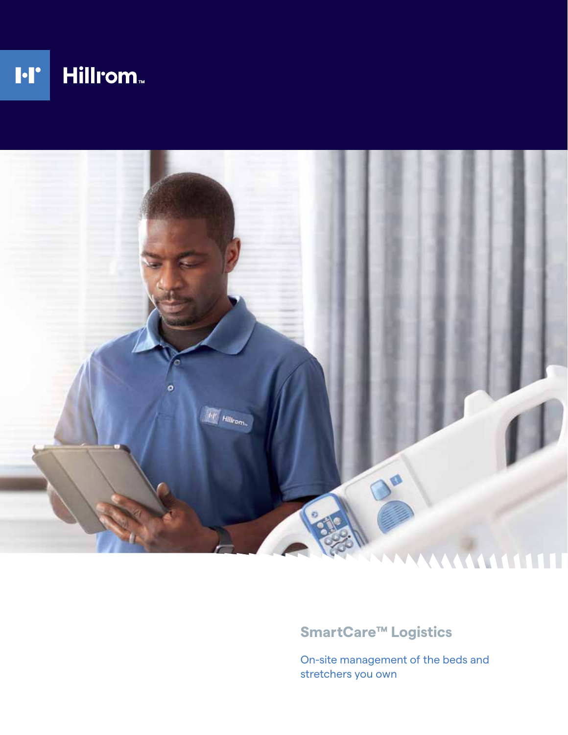Hillrom™

# SmartCare™ Logistics

On-site management of the beds and stretchers you own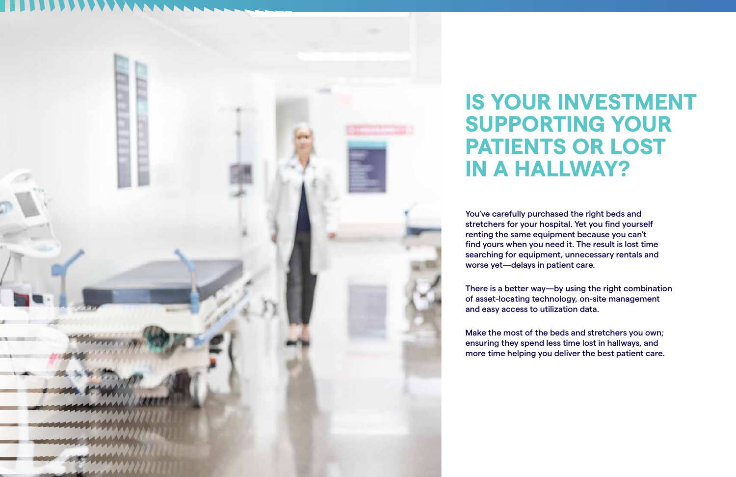# IS YOUR INVESTMENT SUPPORTING YOUR PATIENTS OR LOST IN A HALLWAY?

You've carefully purchased the right beds and stretchers for your hospital. Yet you find yourself renting the same equipment because you can't find yours when you need it. The result is lost time searching for equipment, unnecessary rentals and worse yet—delays in patient care.

There is a better way—by using the right combination of asset-locating technology, on-site management and easy access to utilization data.

Make the most of the beds and stretchers you own; ensuring they spend less time lost in hallways, and more time helping you deliver the best patient care.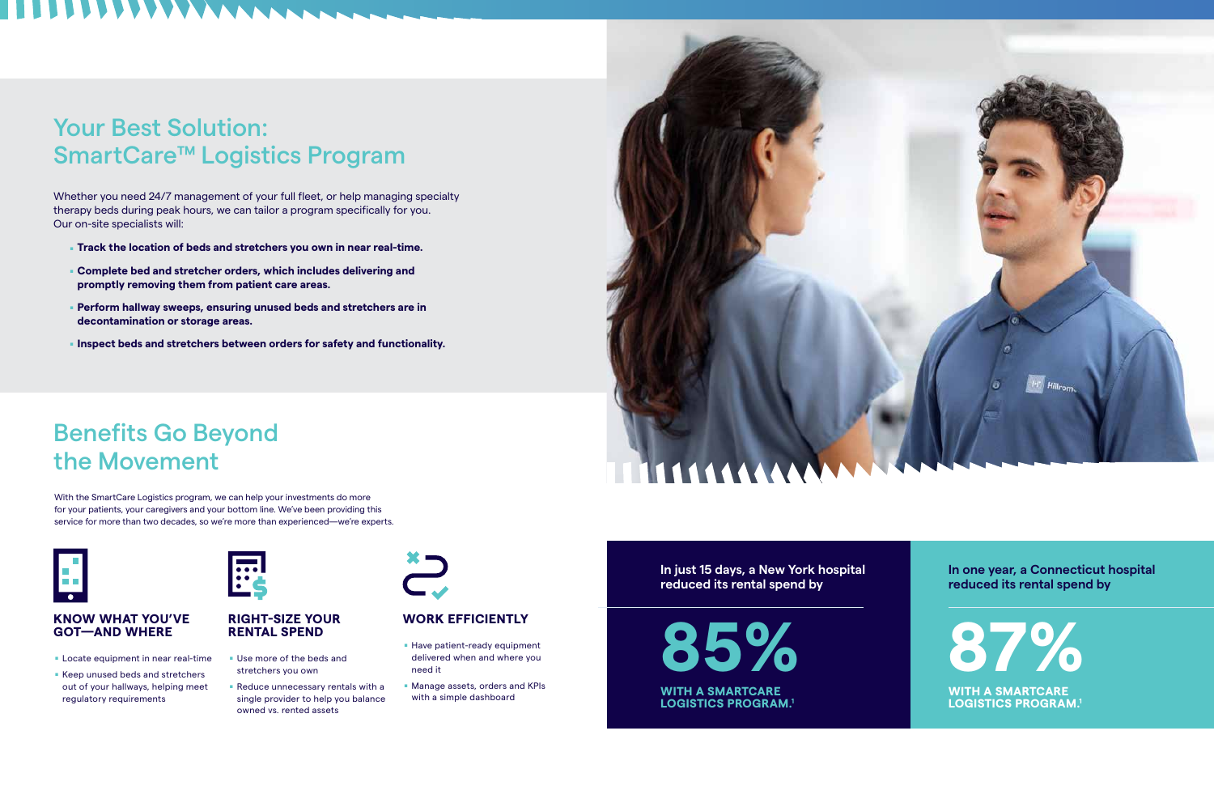## Your Best Solution: SmartCare™ Logistics Program

Whether you need 24/7 management of your full fleet, or help managing specialty therapy beds during peak hours, we can tailor a program specifically for you. Our on-site specialists will:

- **Track the location of beds and stretchers you own in near real-time.**
- **Complete bed and stretcher orders, which includes delivering and promptly removing them from patient care areas.**
- **Perform hallway sweeps, ensuring unused beds and stretchers are in decontamination or storage areas.**
- **Inspect beds and stretchers between orders for safety and functionality.**

## Benefits Go Beyond the Movement

With the SmartCare Logistics program, we can help your investments do more for your patients, your caregivers and your bottom line. We've been providing this service for more than two decades, so we're more than experienced—we're experts.

### KNOW WHAT YOU'VE GOT—AND WHERE

- Locate equipment in near real-time
- Keep unused beds and stretchers out of your hallways, helping meet regulatory requirements

### RIGHT-SIZE YOUR RENTAL SPEND

- Use more of the beds and stretchers you own
- Reduce unnecessary rentals with a single provider to help you balance owned vs. rented assets

### WORK EFFICIENTLY

- Have patient-ready equipment delivered when and where you need it
- Manage assets, orders and KPIs with a simple dashboard

**In just 15 days, a New York hospital reduced its rental spend by**

# 85%

**WITH A SMARTCARE LOGISTICS PROGRAM.[1]**

**In one year, a Connecticut hospital reduced its rental spend by**

# 87%

**WITH A SMARTCARE LOGISTICS PROGRAM.[1]**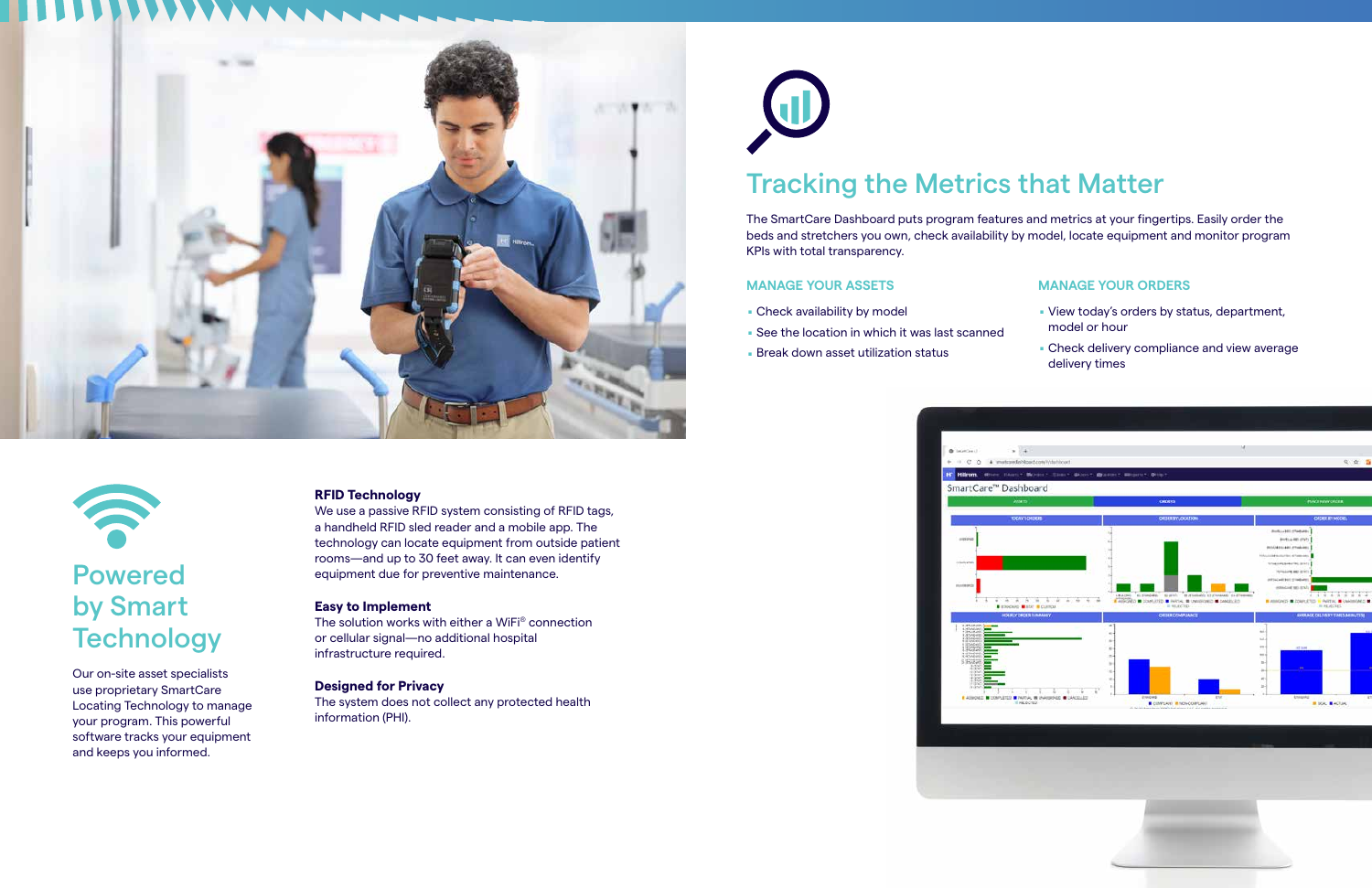## Tracking the Metrics that Matter

The SmartCare Dashboard puts program features and metrics at your fingertips. Easily order the beds and stretchers you own, check availability by model, locate equipment and monitor program KPIs with total transparency.

### MANAGE YOUR ASSETS

- Check availability by model
- See the location in which it was last scanned
- Break down asset utilization status

### MANAGE YOUR ORDERS

- View today's orders by status, department, model or hour
- Check delivery compliance and view average delivery times

## Powered by Smart Technology

Our on-site asset specialists use proprietary SmartCare Locating Technology to manage your program. This powerful software tracks your equipment and keeps you informed.

**RFID Technology**
We use a passive RFID system consisting of RFID tags, a handheld RFID sled reader and a mobile app. The technology can locate equipment from outside patient rooms—and up to 30 feet away. It can even identify equipment due for preventive maintenance.

**Easy to Implement**
The solution works with either a WiFi® connection or cellular signal—no additional hospital infrastructure required.

**Designed for Privacy**
The system does not collect any protected health information (PHI).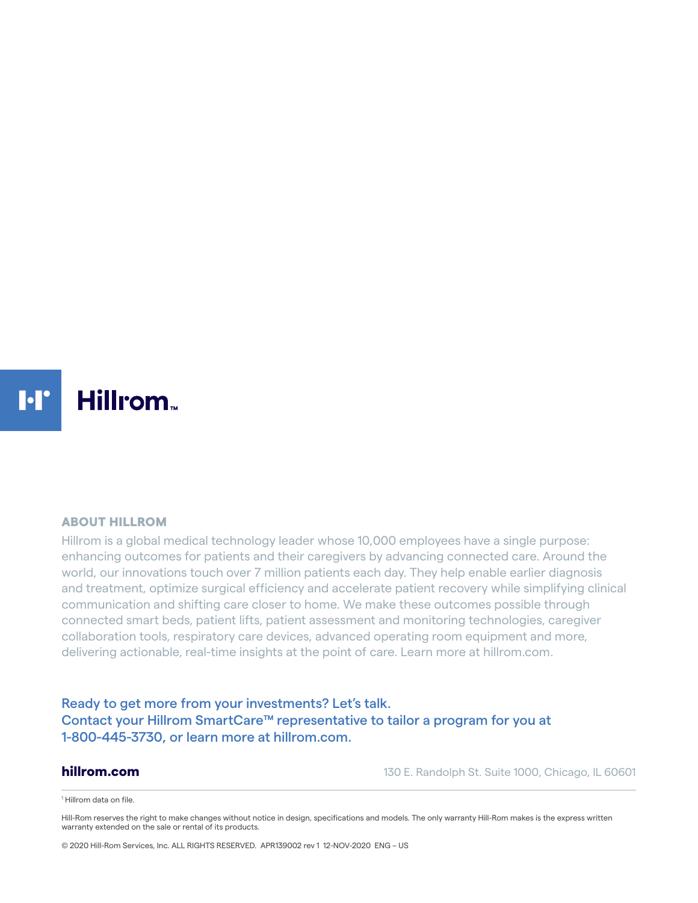**Hillrom™**

## ABOUT HILLROM

Hillrom is a global medical technology leader whose 10,000 employees have a single purpose: enhancing outcomes for patients and their caregivers by advancing connected care. Around the world, our innovations touch over 7 million patients each day. They help enable earlier diagnosis and treatment, optimize surgical efficiency and accelerate patient recovery while simplifying clinical communication and shifting care closer to home. We make these outcomes possible through connected smart beds, patient lifts, patient assessment and monitoring technologies, caregiver collaboration tools, respiratory care devices, advanced operating room equipment and more, delivering actionable, real-time insights at the point of care. Learn more at hillrom.com.

Ready to get more from your investments? Let's talk.
Contact your Hillrom SmartCare™ representative to tailor a program for you at 1-800-445-3730, or learn more at hillrom.com.

**hillrom.com**

130 E. Randolph St. Suite 1000, Chicago, IL 60601

[1] Hillrom data on file.

Hill-Rom reserves the right to make changes without notice in design, specifications and models. The only warranty Hill-Rom makes is the express written warranty extended on the sale or rental of its products.

© 2020 Hill-Rom Services, Inc. ALL RIGHTS RESERVED. APR139002 rev 1 12-NOV-2020 ENG – US